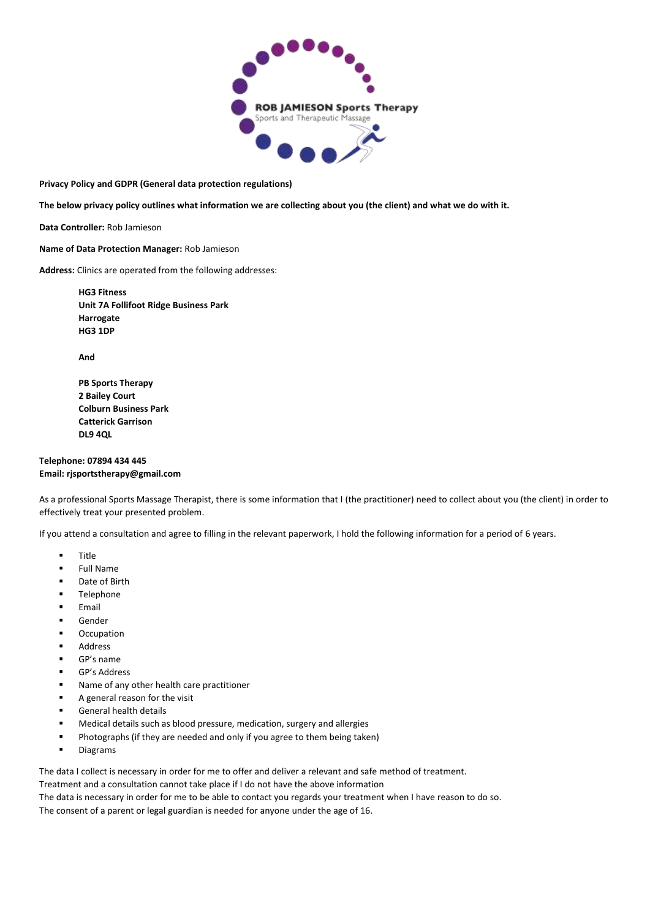ROB JAMIESON Sports Therapy
Sports and Therapeutic Massage

**Privacy Policy and GDPR (General data protection regulations)**

**The below privacy policy outlines what information we are collecting about you (the client) and what we do with it.**

**Data Controller:** Rob Jamieson

**Name of Data Protection Manager:** Rob Jamieson

**Address:** Clinics are operated from the following addresses:

**HG3 Fitness**
**Unit 7A Follifoot Ridge Business Park**
**Harrogate**
**HG3 1DP**

**And**

**PB Sports Therapy**
**2 Bailey Court**
**Colburn Business Park**
**Catterick Garrison**
**DL9 4QL**

**Telephone: 07894 434 445**
**Email: rjsportstherapy@gmail.com**

As a professional Sports Massage Therapist, there is some information that I (the practitioner) need to collect about you (the client) in order to effectively treat your presented problem.

If you attend a consultation and agree to filling in the relevant paperwork, I hold the following information for a period of 6 years.

- Title
- Full Name
- Date of Birth
- Telephone
- Email
- Gender
- Occupation
- Address
- GP's name
- GP's Address
- Name of any other health care practitioner
- A general reason for the visit
- General health details
- Medical details such as blood pressure, medication, surgery and allergies
- Photographs (if they are needed and only if you agree to them being taken)
- Diagrams

The data I collect is necessary in order for me to offer and deliver a relevant and safe method of treatment.
Treatment and a consultation cannot take place if I do not have the above information
The data is necessary in order for me to be able to contact you regards your treatment when I have reason to do so.
The consent of a parent or legal guardian is needed for anyone under the age of 16.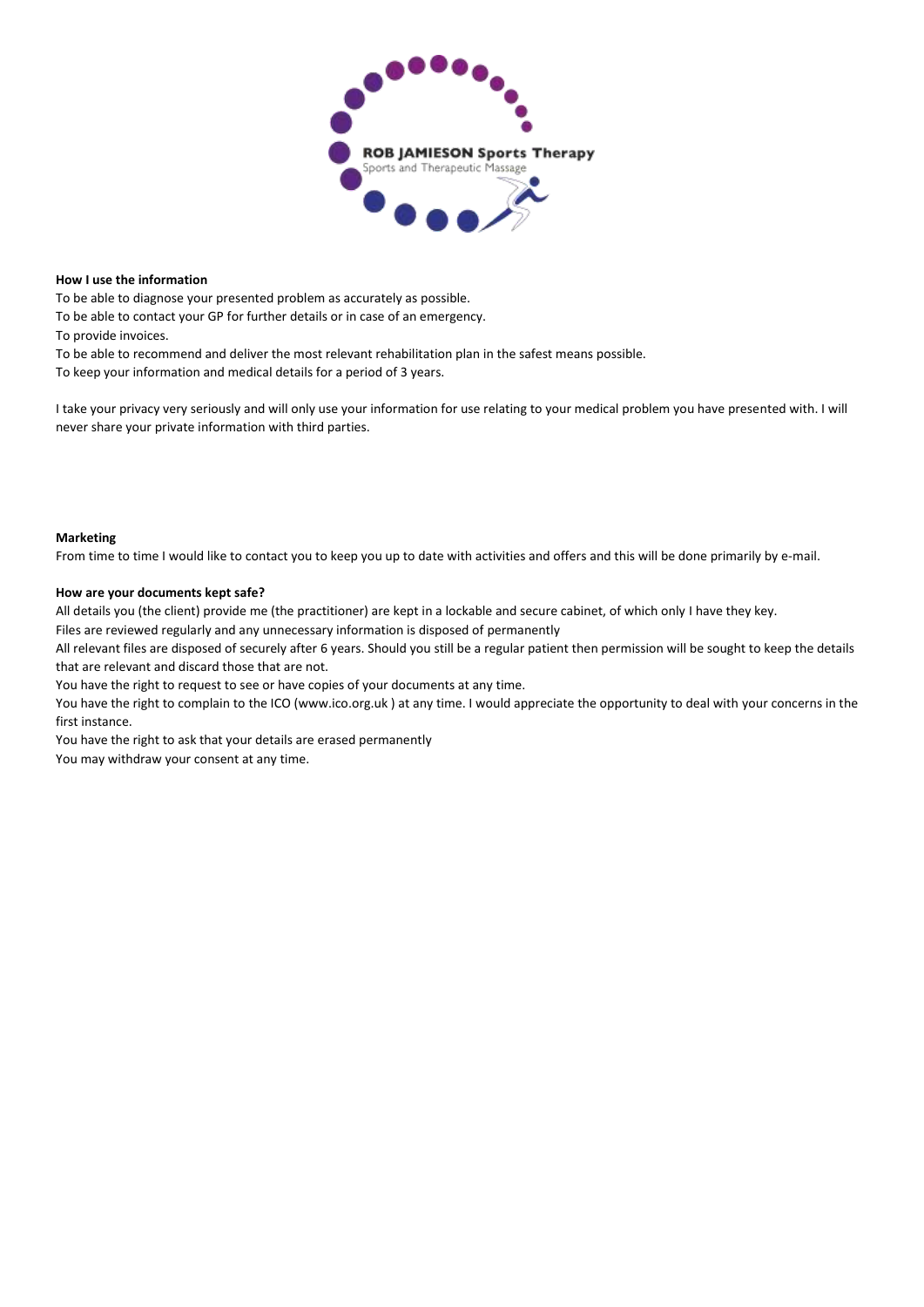ROB JAMIESON Sports Therapy
Sports and Therapeutic Massage

**How I use the information**

To be able to diagnose your presented problem as accurately as possible.
To be able to contact your GP for further details or in case of an emergency.
To provide invoices.
To be able to recommend and deliver the most relevant rehabilitation plan in the safest means possible.
To keep your information and medical details for a period of 3 years.

I take your privacy very seriously and will only use your information for use relating to your medical problem you have presented with. I will never share your private information with third parties.

**Marketing**

From time to time I would like to contact you to keep you up to date with activities and offers and this will be done primarily by e-mail.

**How are your documents kept safe?**

All details you (the client) provide me (the practitioner) are kept in a lockable and secure cabinet, of which only I have they key.
Files are reviewed regularly and any unnecessary information is disposed of permanently
All relevant files are disposed of securely after 6 years. Should you still be a regular patient then permission will be sought to keep the details that are relevant and discard those that are not.
You have the right to request to see or have copies of your documents at any time.
You have the right to complain to the ICO (www.ico.org.uk ) at any time. I would appreciate the opportunity to deal with your concerns in the first instance.
You have the right to ask that your details are erased permanently
You may withdraw your consent at any time.